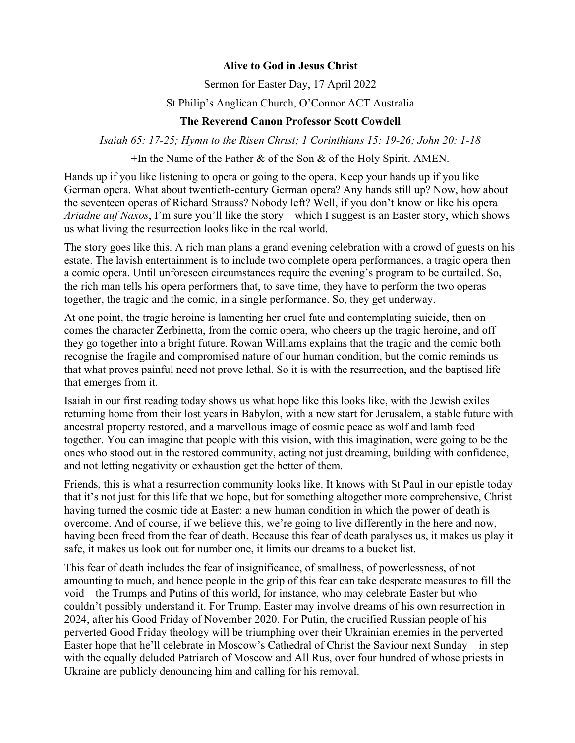**Alive to God in Jesus Christ**

Sermon for Easter Day, 17 April 2022

St Philip's Anglican Church, O'Connor ACT Australia

**The Reverend Canon Professor Scott Cowdell**

*Isaiah 65: 17-25; Hymn to the Risen Christ; 1 Corinthians 15: 19-26; John 20: 1-18*

+In the Name of the Father & of the Son & of the Holy Spirit. AMEN.

Hands up if you like listening to opera or going to the opera. Keep your hands up if you like German opera. What about twentieth-century German opera? Any hands still up? Now, how about the seventeen operas of Richard Strauss? Nobody left? Well, if you don't know or like his opera *Ariadne auf Naxos*, I'm sure you'll like the story—which I suggest is an Easter story, which shows us what living the resurrection looks like in the real world.

The story goes like this. A rich man plans a grand evening celebration with a crowd of guests on his estate. The lavish entertainment is to include two complete opera performances, a tragic opera then a comic opera. Until unforeseen circumstances require the evening's program to be curtailed. So, the rich man tells his opera performers that, to save time, they have to perform the two operas together, the tragic and the comic, in a single performance. So, they get underway.

At one point, the tragic heroine is lamenting her cruel fate and contemplating suicide, then on comes the character Zerbinetta, from the comic opera, who cheers up the tragic heroine, and off they go together into a bright future. Rowan Williams explains that the tragic and the comic both recognise the fragile and compromised nature of our human condition, but the comic reminds us that what proves painful need not prove lethal. So it is with the resurrection, and the baptised life that emerges from it.

Isaiah in our first reading today shows us what hope like this looks like, with the Jewish exiles returning home from their lost years in Babylon, with a new start for Jerusalem, a stable future with ancestral property restored, and a marvellous image of cosmic peace as wolf and lamb feed together. You can imagine that people with this vision, with this imagination, were going to be the ones who stood out in the restored community, acting not just dreaming, building with confidence, and not letting negativity or exhaustion get the better of them.

Friends, this is what a resurrection community looks like. It knows with St Paul in our epistle today that it's not just for this life that we hope, but for something altogether more comprehensive, Christ having turned the cosmic tide at Easter: a new human condition in which the power of death is overcome. And of course, if we believe this, we're going to live differently in the here and now, having been freed from the fear of death. Because this fear of death paralyses us, it makes us play it safe, it makes us look out for number one, it limits our dreams to a bucket list.

This fear of death includes the fear of insignificance, of smallness, of powerlessness, of not amounting to much, and hence people in the grip of this fear can take desperate measures to fill the void—the Trumps and Putins of this world, for instance, who may celebrate Easter but who couldn't possibly understand it. For Trump, Easter may involve dreams of his own resurrection in 2024, after his Good Friday of November 2020. For Putin, the crucified Russian people of his perverted Good Friday theology will be triumphing over their Ukrainian enemies in the perverted Easter hope that he'll celebrate in Moscow's Cathedral of Christ the Saviour next Sunday—in step with the equally deluded Patriarch of Moscow and All Rus, over four hundred of whose priests in Ukraine are publicly denouncing him and calling for his removal.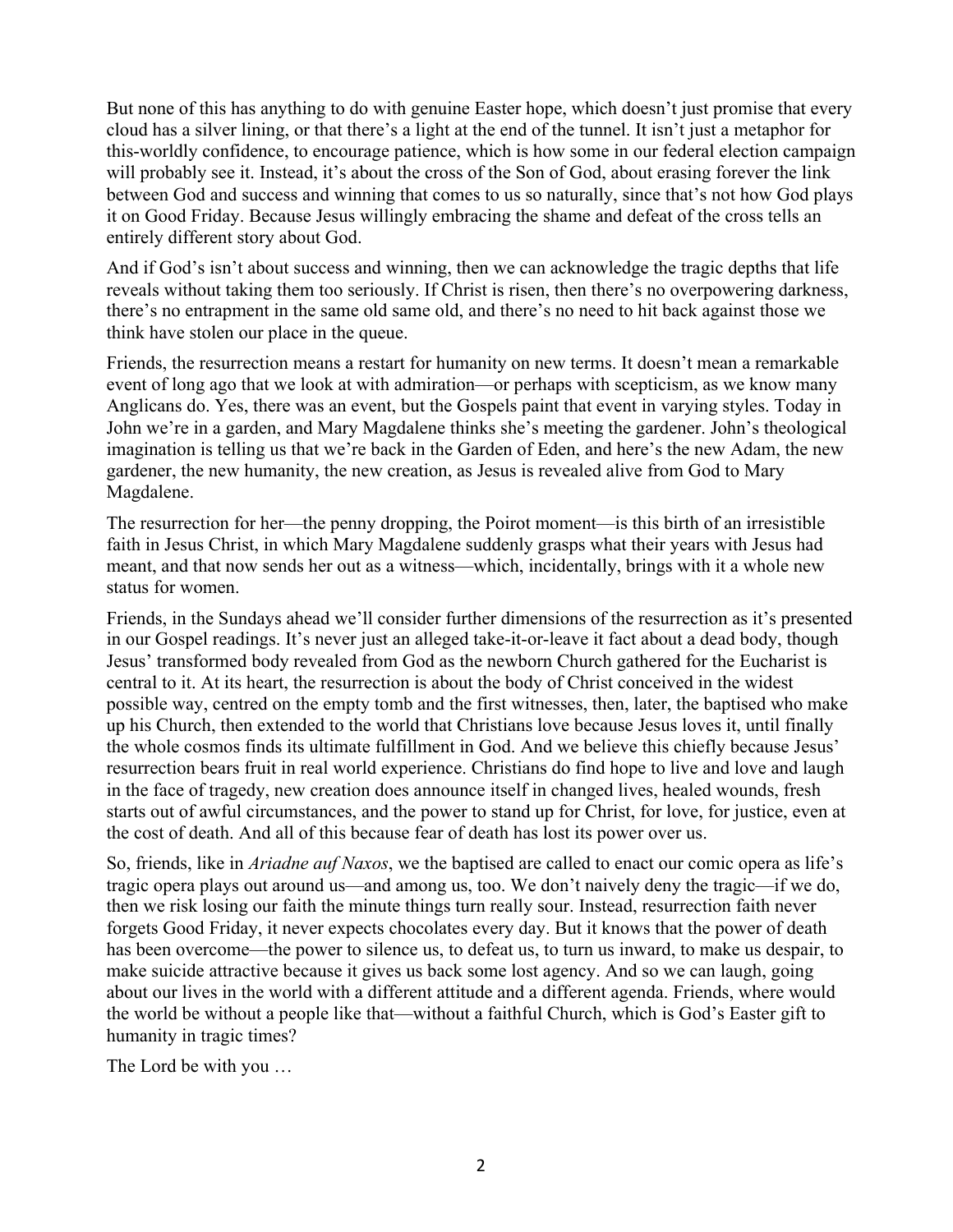But none of this has anything to do with genuine Easter hope, which doesn't just promise that every cloud has a silver lining, or that there's a light at the end of the tunnel. It isn't just a metaphor for this-worldly confidence, to encourage patience, which is how some in our federal election campaign will probably see it. Instead, it's about the cross of the Son of God, about erasing forever the link between God and success and winning that comes to us so naturally, since that's not how God plays it on Good Friday. Because Jesus willingly embracing the shame and defeat of the cross tells an entirely different story about God.

And if God's isn't about success and winning, then we can acknowledge the tragic depths that life reveals without taking them too seriously. If Christ is risen, then there's no overpowering darkness, there's no entrapment in the same old same old, and there's no need to hit back against those we think have stolen our place in the queue.

Friends, the resurrection means a restart for humanity on new terms. It doesn't mean a remarkable event of long ago that we look at with admiration—or perhaps with scepticism, as we know many Anglicans do. Yes, there was an event, but the Gospels paint that event in varying styles. Today in John we're in a garden, and Mary Magdalene thinks she's meeting the gardener. John's theological imagination is telling us that we're back in the Garden of Eden, and here's the new Adam, the new gardener, the new humanity, the new creation, as Jesus is revealed alive from God to Mary Magdalene.

The resurrection for her—the penny dropping, the Poirot moment—is this birth of an irresistible faith in Jesus Christ, in which Mary Magdalene suddenly grasps what their years with Jesus had meant, and that now sends her out as a witness—which, incidentally, brings with it a whole new status for women.

Friends, in the Sundays ahead we'll consider further dimensions of the resurrection as it's presented in our Gospel readings. It's never just an alleged take-it-or-leave it fact about a dead body, though Jesus' transformed body revealed from God as the newborn Church gathered for the Eucharist is central to it. At its heart, the resurrection is about the body of Christ conceived in the widest possible way, centred on the empty tomb and the first witnesses, then, later, the baptised who make up his Church, then extended to the world that Christians love because Jesus loves it, until finally the whole cosmos finds its ultimate fulfillment in God. And we believe this chiefly because Jesus' resurrection bears fruit in real world experience. Christians do find hope to live and love and laugh in the face of tragedy, new creation does announce itself in changed lives, healed wounds, fresh starts out of awful circumstances, and the power to stand up for Christ, for love, for justice, even at the cost of death. And all of this because fear of death has lost its power over us.

So, friends, like in *Ariadne auf Naxos*, we the baptised are called to enact our comic opera as life's tragic opera plays out around us—and among us, too. We don't naively deny the tragic—if we do, then we risk losing our faith the minute things turn really sour. Instead, resurrection faith never forgets Good Friday, it never expects chocolates every day. But it knows that the power of death has been overcome—the power to silence us, to defeat us, to turn us inward, to make us despair, to make suicide attractive because it gives us back some lost agency. And so we can laugh, going about our lives in the world with a different attitude and a different agenda. Friends, where would the world be without a people like that—without a faithful Church, which is God's Easter gift to humanity in tragic times?

The Lord be with you …